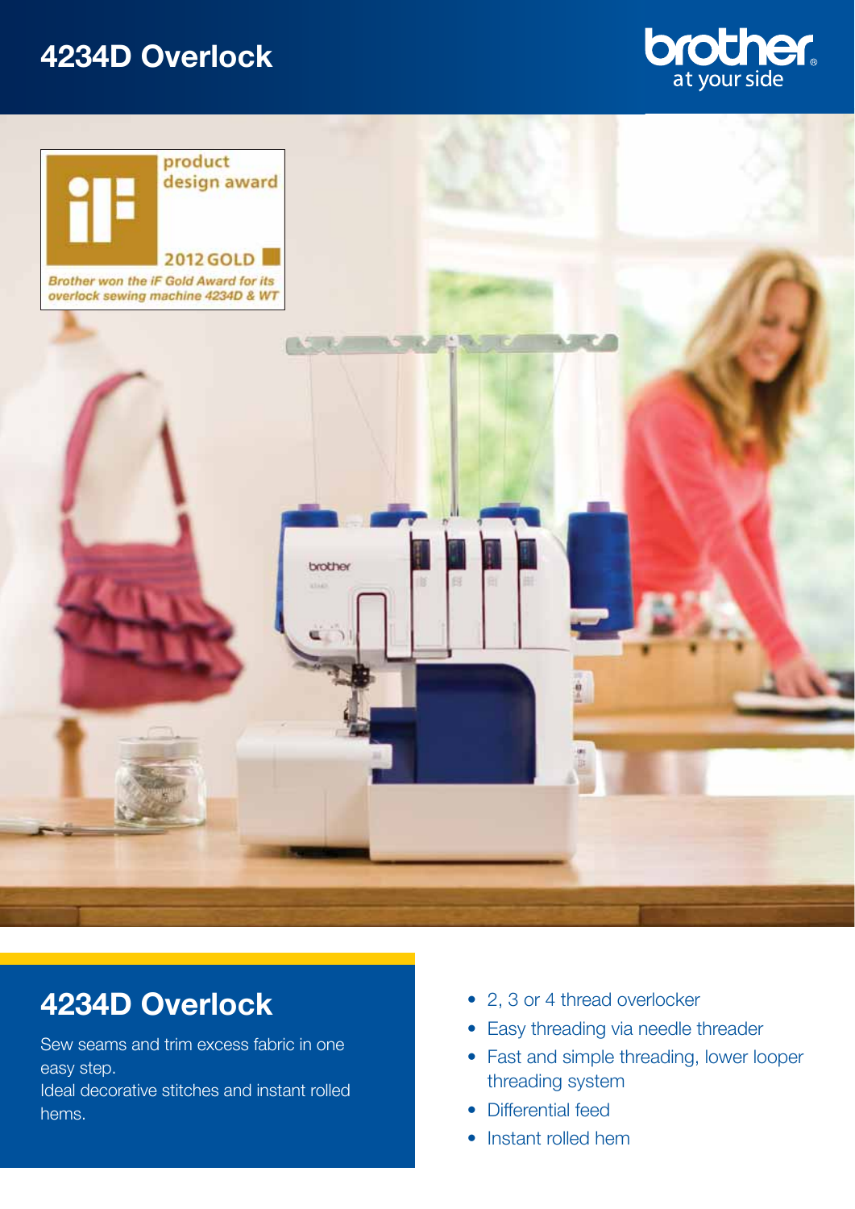# 4234D Overlock

brother
at your side

product design award
2012 GOLD

*Brother won the iF Gold Award for its overlock sewing machine 4234D & WT*

## 4234D Overlock

Sew seams and trim excess fabric in one easy step.
Ideal decorative stitches and instant rolled hems.

- 2, 3 or 4 thread overlocker
- Easy threading via needle threader
- Fast and simple threading, lower looper threading system
- Differential feed
- Instant rolled hem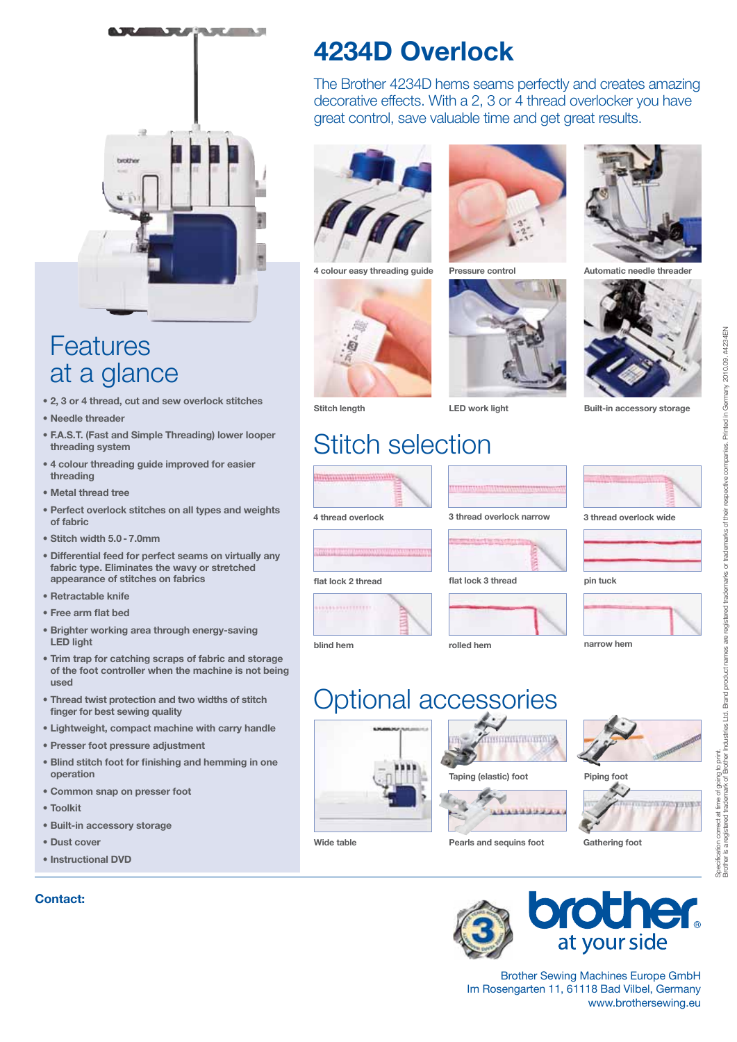# 4234D Overlock

The Brother 4234D hems seams perfectly and creates amazing decorative effects. With a 2, 3 or 4 thread overlocker you have great control, save valuable time and get great results.

4 colour easy threading guide

Pressure control

Automatic needle threader

Stitch length

LED work light

Built-in accessory storage

## Features at a glance

- 2, 3 or 4 thread, cut and sew overlock stitches
- Needle threader
- F.A.S.T. (Fast and Simple Threading) lower looper threading system
- 4 colour threading guide improved for easier threading
- Metal thread tree
- Perfect overlock stitches on all types and weights of fabric
- Stitch width 5.0 - 7.0mm
- Differential feed for perfect seams on virtually any fabric type. Eliminates the wavy or stretched appearance of stitches on fabrics
- Retractable knife
- Free arm flat bed
- Brighter working area through energy-saving LED light
- Trim trap for catching scraps of fabric and storage of the foot controller when the machine is not being used
- Thread twist protection and two widths of stitch finger for best sewing quality
- Lightweight, compact machine with carry handle
- Presser foot pressure adjustment
- Blind stitch foot for finishing and hemming in one operation
- Common snap on presser foot
- Toolkit
- Built-in accessory storage
- Dust cover
- Instructional DVD

## Stitch selection

4 thread overlock

3 thread overlock narrow

3 thread overlock wide

flat lock 2 thread

flat lock 3 thread

pin tuck

blind hem

rolled hem

narrow hem

## Optional accessories

Wide table

Taping (elastic) foot

Piping foot

Pearls and sequins foot

Gathering foot

Specification correct at time of going to print.
Brother is a registered trademark of Brother Industries Ltd. Brand product names are registered trademarks or trademarks of their respective companies. Printed in Germany 2010.09. #4234EN

**Contact:**

brother at your side

Brother Sewing Machines Europe GmbH
Im Rosengarten 11, 61118 Bad Vilbel, Germany
www.brothersewing.eu